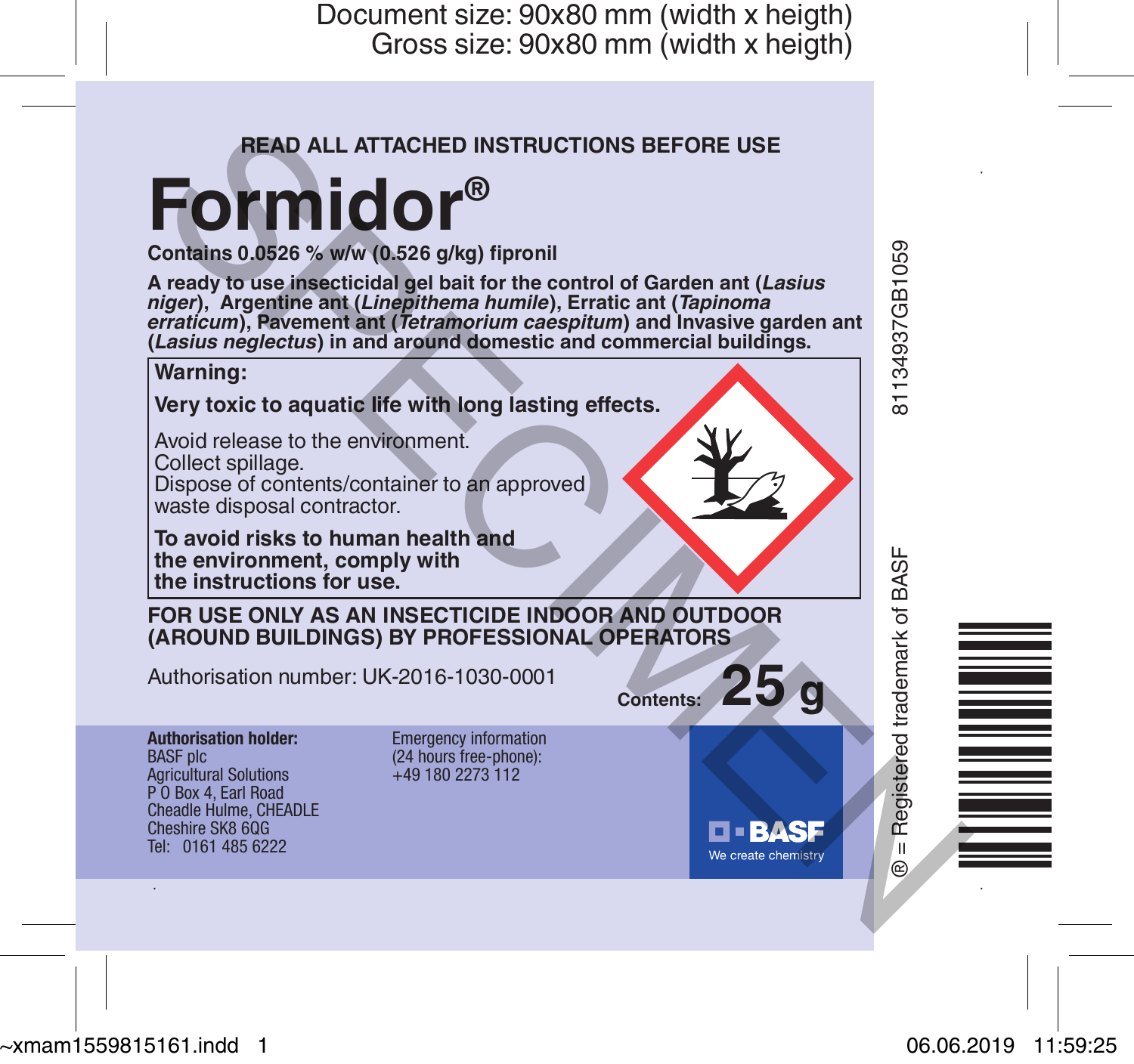READ ALL ATTACHED INSTRUCTIONS BEFORE USE

# Formidor®

**Contains 0.0526 % w/w (0.526 g/kg) fipronil**

**A ready to use insecticidal gel bait for the control of Garden ant (*Lasius niger*), Argentine ant (*Linepithema humile*), Erratic ant (*Tapinoma erraticum*), Pavement ant (*Tetramorium caespitum*) and Invasive garden ant (*Lasius neglectus*) in and around domestic and commercial buildings.**

**Warning:**

**Very toxic to aquatic life with long lasting effects.**

Avoid release to the environment.
Collect spillage.
Dispose of contents/container to an approved waste disposal contractor.

**To avoid risks to human health and the environment, comply with the instructions for use.**

**FOR USE ONLY AS AN INSECTICIDE INDOOR AND OUTDOOR (AROUND BUILDINGS) BY PROFESSIONAL OPERATORS**

Authorisation number: UK-2016-1030-0001

**Contents: 25 g**

**Authorisation holder:**
BASF plc
Agricultural Solutions
P O Box 4, Earl Road
Cheadle Hulme, CHEADLE
Cheshire SK8 6QG
Tel: 0161 485 6222

Emergency information
(24 hours free-phone):
+49 180 2273 112

BASF
We create chemistry

® = Registered trademark of BASF

81134937GB1059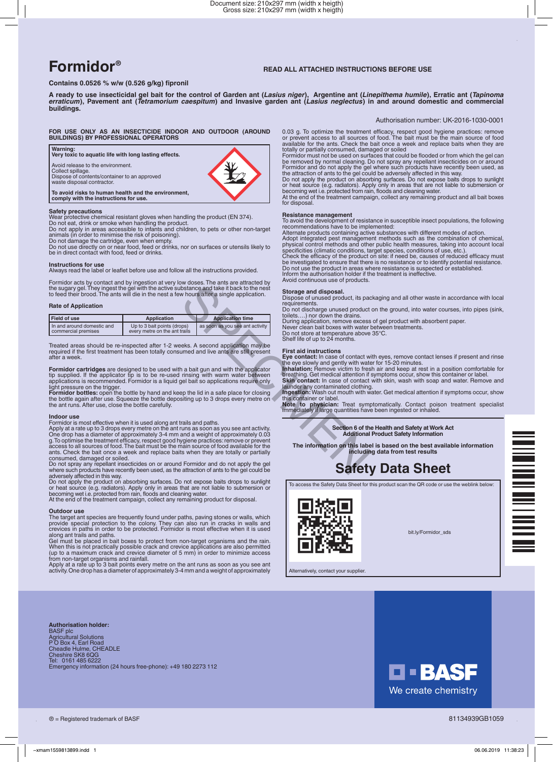# Formidor®

**READ ALL ATTACHED INSTRUCTIONS BEFORE USE**

**Contains 0.0526 % w/w (0.526 g/kg) fipronil**

**A ready to use insecticidal gel bait for the control of Garden ant (*Lasius niger*), Argentine ant (*Linepithema humile*), Erratic ant (*Tapinoma erraticum*), Pavement ant (*Tetramorium caespitum*) and Invasive garden ant (*Lasius neglectus*) in and around domestic and commercial buildings.**

Authorisation number: UK-2016-1030-0001

**FOR USE ONLY AS AN INSECTICIDE INDOOR AND OUTDOOR (AROUND BUILDINGS) BY PROFESSIONAL OPERATORS**

**Warning:**
**Very toxic to aquatic life with long lasting effects.**

Avoid release to the environment.
Collect spillage.
Dispose of contents/container to an approved waste disposal contractor.

**To avoid risks to human health and the environment, comply with the instructions for use.**

### Safety precautions

Wear protective chemical resistant gloves when handling the product (EN 374).
Do not eat, drink or smoke when handling the product.
Do not apply in areas accessible to infants and children, to pets or other non-target animals (in order to minimise the risk of poisoning).
Do not damage the cartridge, even when empty.
Do not use directly on or near food, feed or drinks, nor on surfaces or utensils likely to be in direct contact with food, feed or drinks.

### Instructions for use

Always read the label or leaflet before use and follow all the instructions provided.

Formidor acts by contact and by ingestion at very low doses. The ants are attracted by the sugary gel. They ingest the gel with the active substance and take it back to the nest to feed their brood. The ants will die in the nest a few hours after a single application.

### Rate of Application

| Field of use | Application | Application time |
|---|---|---|
| In and around domestic and commercial premises | Up to 3 bait points (drops) every metre on the ant trails | as soon as you see ant activity |

Treated areas should be re-inspected after 1-2 weeks. A second application may be required if the first treatment has been totally consumed and live ants are still present after a week.

**Formidor cartridges** are designed to be used with a bait gun and with the applicator tip supplied. If the applicator tip is to be re-used rinsing with warm water between applications is recommended. Formidor is a liquid gel bait so applications require only light pressure on the trigger.
**Formidor bottles:** open the bottle by hand and keep the lid in a safe place for closing the bottle again after use. Squeeze the bottle depositing up to 3 drops every metre on the ant runs. After use, close the bottle carefully.

### Indoor use

Formidor is most effective when it is used along ant trails and paths.
Apply at a rate up to 3 drops every metre on the ant runs as soon as you see ant activity. One drop has a diameter of approximately 3-4 mm and a weight of approximately 0.03 g. To optimise the treatment efficacy, respect good hygiene practices: remove or prevent access to all sources of food. The bait must be the main source of food available for the ants. Check the bait once a week and replace baits when they are totally or partially consumed, damaged or soiled.
Do not spray any repellant insecticides on or around Formidor and do not apply the gel where such products have recently been used, as the attraction of ants to the gel could be adversely affected in this way.
Do not apply the product on absorbing surfaces. Do not expose baits drops to sunlight or heat source (e.g. radiators). Apply only in areas that are not liable to submersion or becoming wet i.e. protected from rain, floods and cleaning water.
At the end of the treatment campaign, collect any remaining product for disposal.

### Outdoor use

The target ant species are frequently found under paths, paving stones or walls, which provide special protection to the colony. They can also run in cracks in walls and crevices in paths in order to be protected. Formidor is most effective when it is used along ant trails and paths.
Gel must be placed in bait boxes to protect from non-target organisms and the rain. When this is not practically possible crack and crevice applications are also permitted (up to a maximum crack and crevice diameter of 5 mm) in order to minimize access from non-target organisms and rainfall.
Apply at a rate up to 3 bait points every metre on the ant runs as soon as you see ant activity. One drop has a diameter of approximately 3-4 mm and a weight of approximately 0.03 g. To optimize the treatment efficacy, respect good hygiene practices: remove or prevent access to all sources of food. The bait must be the main source of food available for the ants. Check the bait once a week and replace baits when they are totally or partially consumed, damaged or soiled
Formidor must not be used on surfaces that could be flooded or from which the gel can be removed by normal cleaning. Do not spray any repellant insecticides on or around Formidor and do not apply the gel where such products have recently been used, as the attraction of ants to the gel could be adversely affected in this way.
Do not apply the product on absorbing surfaces. Do not expose baits drops to sunlight or heat source (e.g. radiators). Apply only in areas that are not liable to submersion or becoming wet i.e. protected from rain, floods and cleaning water.
At the end of the treatment campaign, collect any remaining product and all bait boxes for disposal.

### Resistance management

To avoid the development of resistance in susceptible insect populations, the following recommendations have to be implemented:
Alternate products containing active substances with different modes of action.
Adopt integrated pest management methods such as the combination of chemical, physical control methods and other public health measures, taking into account local specificities (climatic conditions, target species, conditions of use, etc.).
Check the efficacy of the product on site: if need be, causes of reduced efficacy must be investigated to ensure that there is no resistance or to identify potential resistance.
Do not use the product in areas where resistance is suspected or established.
Inform the authorisation holder if the treatment is ineffective.
Avoid continuous use of products.

### Storage and disposal.

Dispose of unused product, its packaging and all other waste in accordance with local requirements.
Do not discharge unused product on the ground, into water courses, into pipes (sink, toilets….) nor down the drains.
During application, remove excess of gel product with absorbent paper.
Never clean bait boxes with water between treatments.
Do not store at temperature above 35°C.
Shelf life of up to 24 months.

### First aid instructions

**Eye contact:** In case of contact with eyes, remove contact lenses if present and rinse the eye slowly and gently with water for 15-20 minutes.
**Inhalation:** Remove victim to fresh air and keep at rest in a position comfortable for breathing. Get medical attention if symptoms occur, show this container or label.
**Skin contact:** In case of contact with skin, wash with soap and water. Remove and launder any contaminated clothing.
**Ingestion:** Wash out mouth with water. Get medical attention if symptoms occur, show this container or label.
**Note to physician:** Treat symptomatically. Contact poison treatment specialist immediately if large quantities have been ingested or inhaled.

**Section 6 of the Health and Safety at Work Act**
**Additional Product Safety Information**

**The information on this label is based on the best available information including data from test results**

## Safety Data Sheet

To access the Safety Data Sheet for this product scan the QR code or use the weblink below:

bit.ly/Formidor_sds

Alternatively, contact your supplier.

**Authorisation holder:**
BASF plc
Agricultural Solutions
P O Box 4, Earl Road
Cheadle Hulme, CHEADLE
Cheshire SK8 6QG
Tel: 0161 485 6222
Emergency information (24 hours free-phone): +49 180 2273 112

BASF
We create chemistry

® = Registered trademark of BASF

81134939GB1059